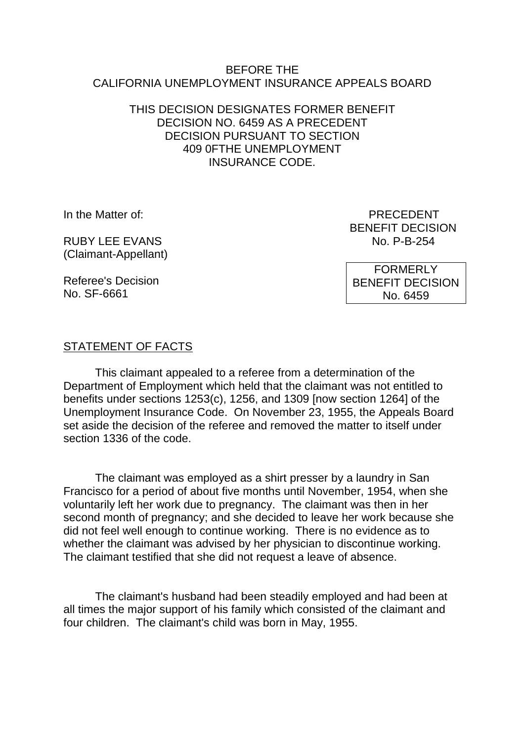BEFORE THE
CALIFORNIA UNEMPLOYMENT INSURANCE APPEALS BOARD

THIS DECISION DESIGNATES FORMER BENEFIT DECISION NO. 6459 AS A PRECEDENT DECISION PURSUANT TO SECTION 409 0FTHE UNEMPLOYMENT INSURANCE CODE.

In the Matter of:

RUBY LEE EVANS
(Claimant-Appellant)

Referee's Decision
No. SF-6661

PRECEDENT
BENEFIT DECISION
No. P-B-254

FORMERLY
BENEFIT DECISION
No. 6459

STATEMENT OF FACTS

This claimant appealed to a referee from a determination of the Department of Employment which held that the claimant was not entitled to benefits under sections 1253(c), 1256, and 1309 [now section 1264] of the Unemployment Insurance Code. On November 23, 1955, the Appeals Board set aside the decision of the referee and removed the matter to itself under section 1336 of the code.

The claimant was employed as a shirt presser by a laundry in San Francisco for a period of about five months until November, 1954, when she voluntarily left her work due to pregnancy. The claimant was then in her second month of pregnancy; and she decided to leave her work because she did not feel well enough to continue working. There is no evidence as to whether the claimant was advised by her physician to discontinue working. The claimant testified that she did not request a leave of absence.

The claimant's husband had been steadily employed and had been at all times the major support of his family which consisted of the claimant and four children. The claimant's child was born in May, 1955.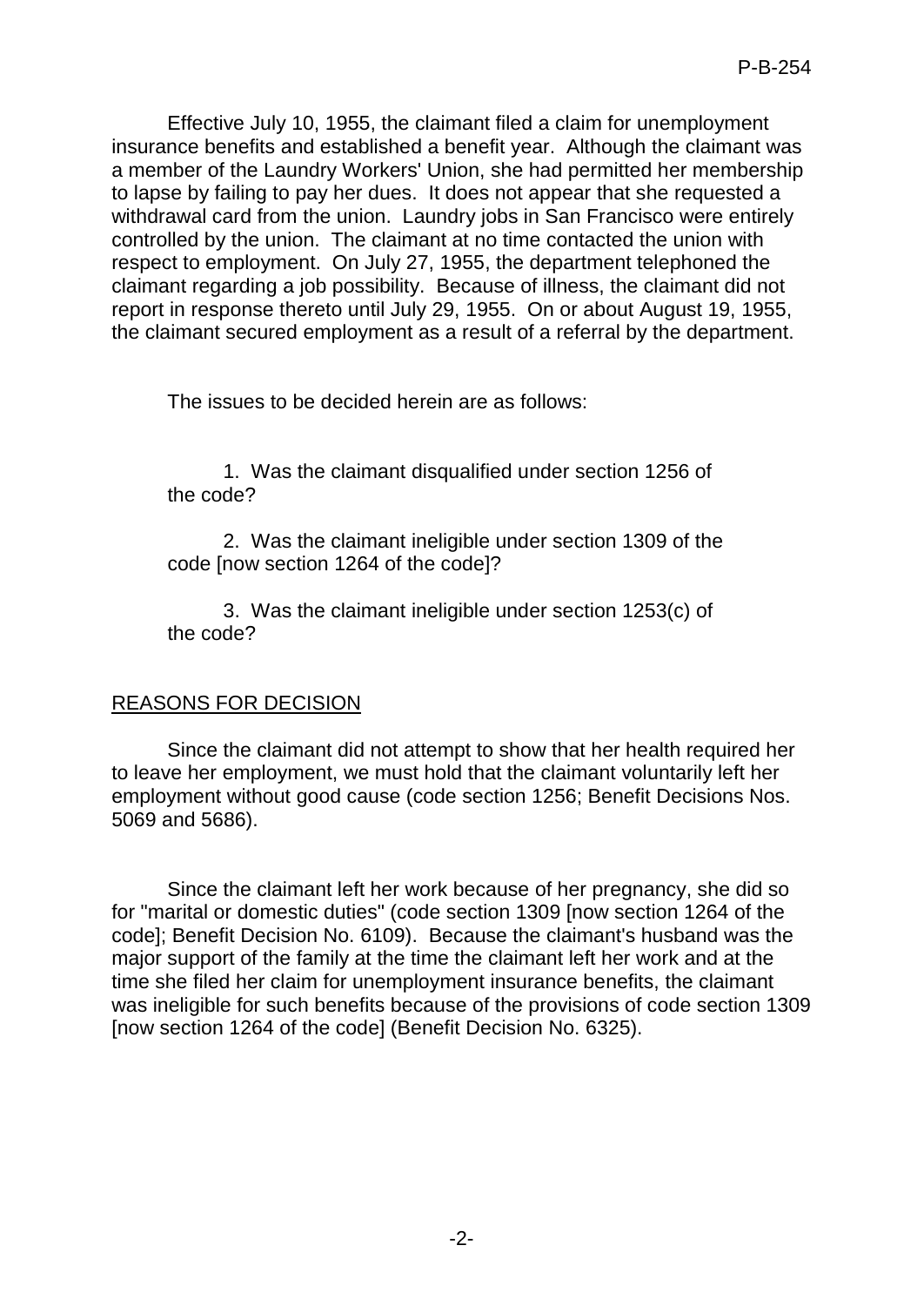Effective July 10, 1955, the claimant filed a claim for unemployment insurance benefits and established a benefit year. Although the claimant was a member of the Laundry Workers' Union, she had permitted her membership to lapse by failing to pay her dues. It does not appear that she requested a withdrawal card from the union. Laundry jobs in San Francisco were entirely controlled by the union. The claimant at no time contacted the union with respect to employment. On July 27, 1955, the department telephoned the claimant regarding a job possibility. Because of illness, the claimant did not report in response thereto until July 29, 1955. On or about August 19, 1955, the claimant secured employment as a result of a referral by the department.

The issues to be decided herein are as follows:

1. Was the claimant disqualified under section 1256 of the code?

2. Was the claimant ineligible under section 1309 of the code [now section 1264 of the code]?

3. Was the claimant ineligible under section 1253(c) of the code?

## REASONS FOR DECISION

Since the claimant did not attempt to show that her health required her to leave her employment, we must hold that the claimant voluntarily left her employment without good cause (code section 1256; Benefit Decisions Nos. 5069 and 5686).

Since the claimant left her work because of her pregnancy, she did so for "marital or domestic duties" (code section 1309 [now section 1264 of the code]; Benefit Decision No. 6109). Because the claimant's husband was the major support of the family at the time the claimant left her work and at the time she filed her claim for unemployment insurance benefits, the claimant was ineligible for such benefits because of the provisions of code section 1309 [now section 1264 of the code] (Benefit Decision No. 6325).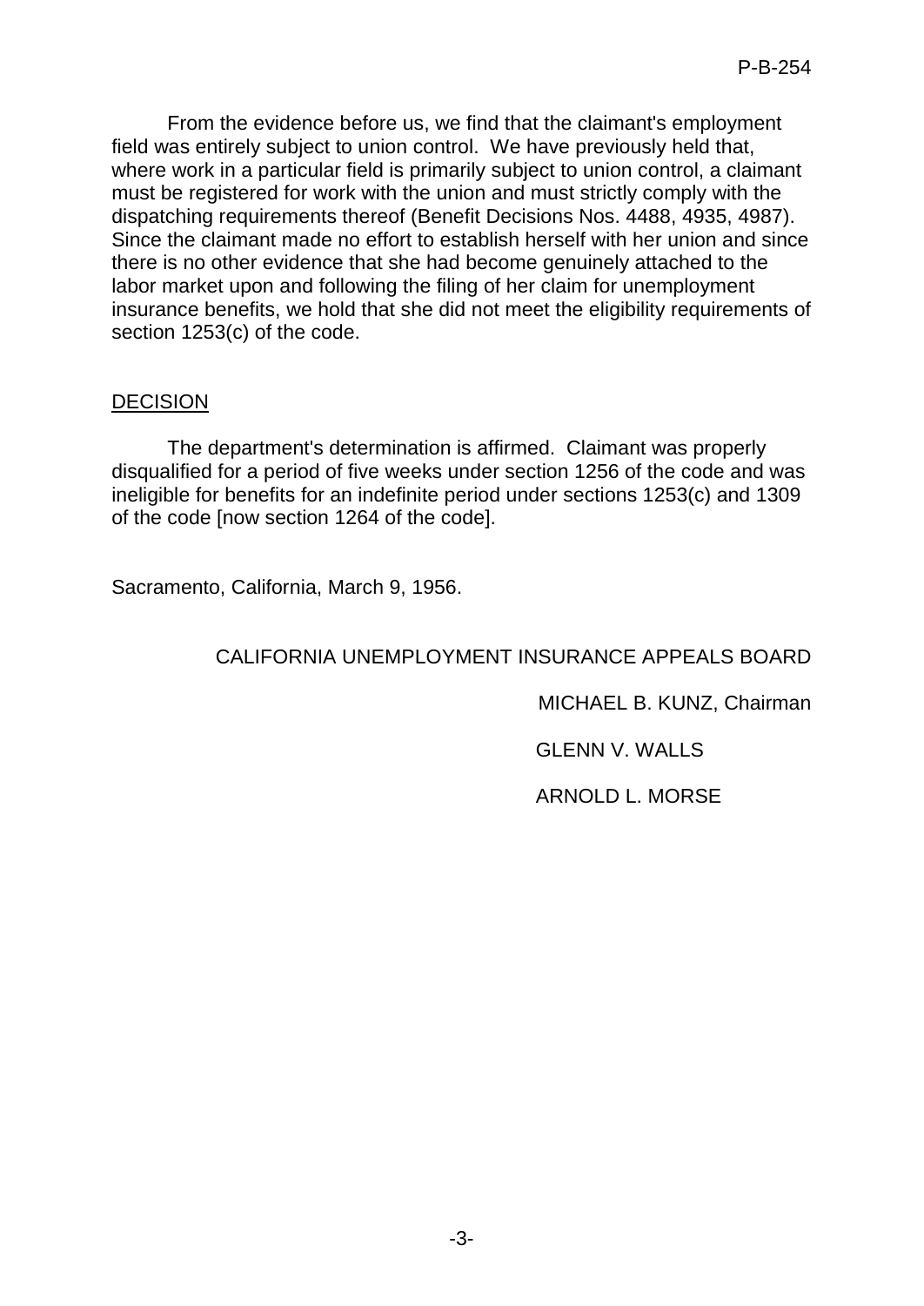From the evidence before us, we find that the claimant's employment field was entirely subject to union control. We have previously held that, where work in a particular field is primarily subject to union control, a claimant must be registered for work with the union and must strictly comply with the dispatching requirements thereof (Benefit Decisions Nos. 4488, 4935, 4987). Since the claimant made no effort to establish herself with her union and since there is no other evidence that she had become genuinely attached to the labor market upon and following the filing of her claim for unemployment insurance benefits, we hold that she did not meet the eligibility requirements of section 1253(c) of the code.

## DECISION

The department's determination is affirmed. Claimant was properly disqualified for a period of five weeks under section 1256 of the code and was ineligible for benefits for an indefinite period under sections 1253(c) and 1309 of the code [now section 1264 of the code].

Sacramento, California, March 9, 1956.

CALIFORNIA UNEMPLOYMENT INSURANCE APPEALS BOARD

MICHAEL B. KUNZ, Chairman

GLENN V. WALLS

ARNOLD L. MORSE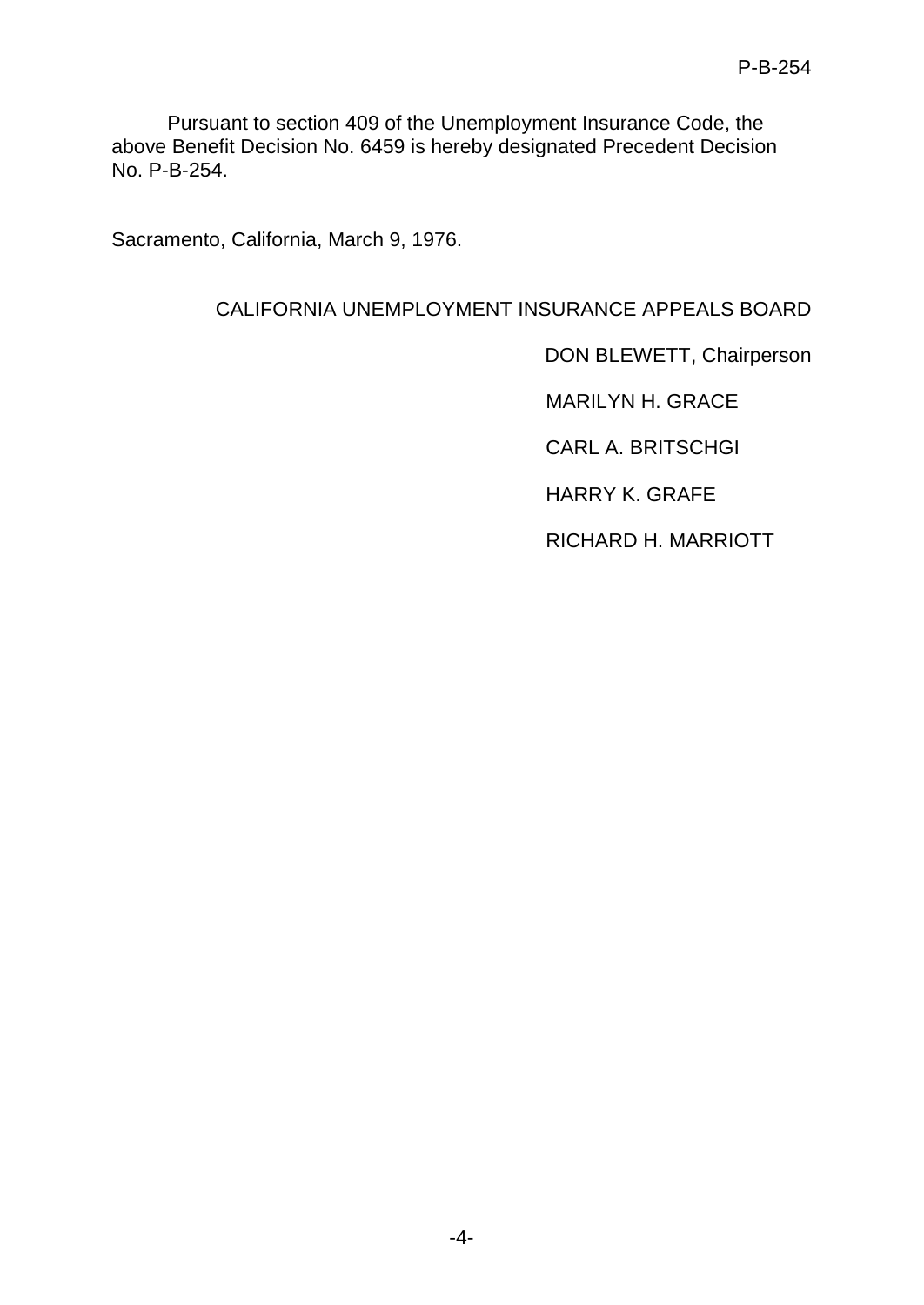Pursuant to section 409 of the Unemployment Insurance Code, the above Benefit Decision No. 6459 is hereby designated Precedent Decision No. P-B-254.

Sacramento, California, March 9, 1976.

CALIFORNIA UNEMPLOYMENT INSURANCE APPEALS BOARD

DON BLEWETT, Chairperson

MARILYN H. GRACE

CARL A. BRITSCHGI

HARRY K. GRAFE

RICHARD H. MARRIOTT